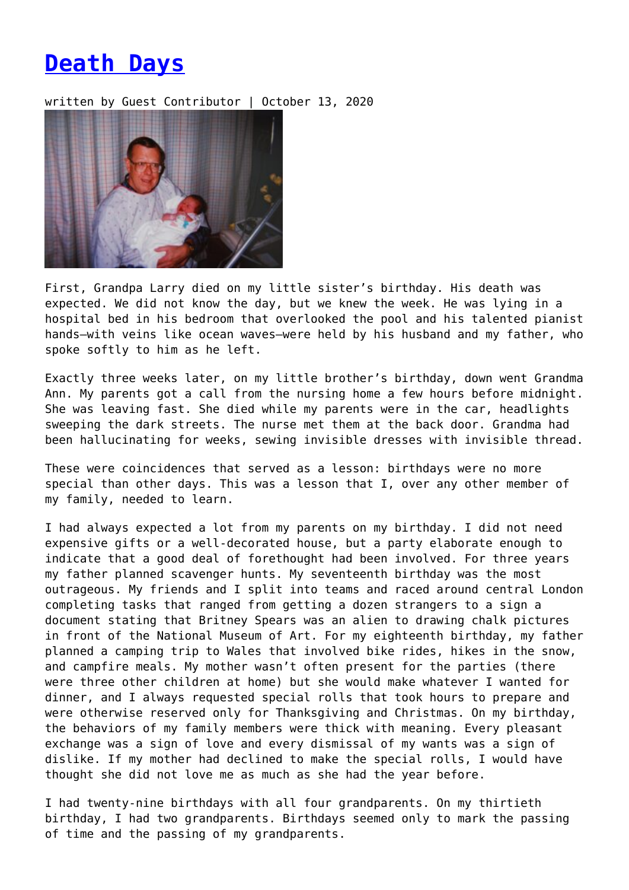# Death Days

written by Guest Contributor | October 13, 2020

First, Grandpa Larry died on my little sister's birthday. His death was expected. We did not know the day, but we knew the week. He was lying in a hospital bed in his bedroom that overlooked the pool and his talented pianist hands—with veins like ocean waves—were held by his husband and my father, who spoke softly to him as he left.

Exactly three weeks later, on my little brother's birthday, down went Grandma Ann. My parents got a call from the nursing home a few hours before midnight. She was leaving fast. She died while my parents were in the car, headlights sweeping the dark streets. The nurse met them at the back door. Grandma had been hallucinating for weeks, sewing invisible dresses with invisible thread.

These were coincidences that served as a lesson: birthdays were no more special than other days. This was a lesson that I, over any other member of my family, needed to learn.

I had always expected a lot from my parents on my birthday. I did not need expensive gifts or a well-decorated house, but a party elaborate enough to indicate that a good deal of forethought had been involved. For three years my father planned scavenger hunts. My seventeenth birthday was the most outrageous. My friends and I split into teams and raced around central London completing tasks that ranged from getting a dozen strangers to a sign a document stating that Britney Spears was an alien to drawing chalk pictures in front of the National Museum of Art. For my eighteenth birthday, my father planned a camping trip to Wales that involved bike rides, hikes in the snow, and campfire meals. My mother wasn't often present for the parties (there were three other children at home) but she would make whatever I wanted for dinner, and I always requested special rolls that took hours to prepare and were otherwise reserved only for Thanksgiving and Christmas. On my birthday, the behaviors of my family members were thick with meaning. Every pleasant exchange was a sign of love and every dismissal of my wants was a sign of dislike. If my mother had declined to make the special rolls, I would have thought she did not love me as much as she had the year before.

I had twenty-nine birthdays with all four grandparents. On my thirtieth birthday, I had two grandparents. Birthdays seemed only to mark the passing of time and the passing of my grandparents.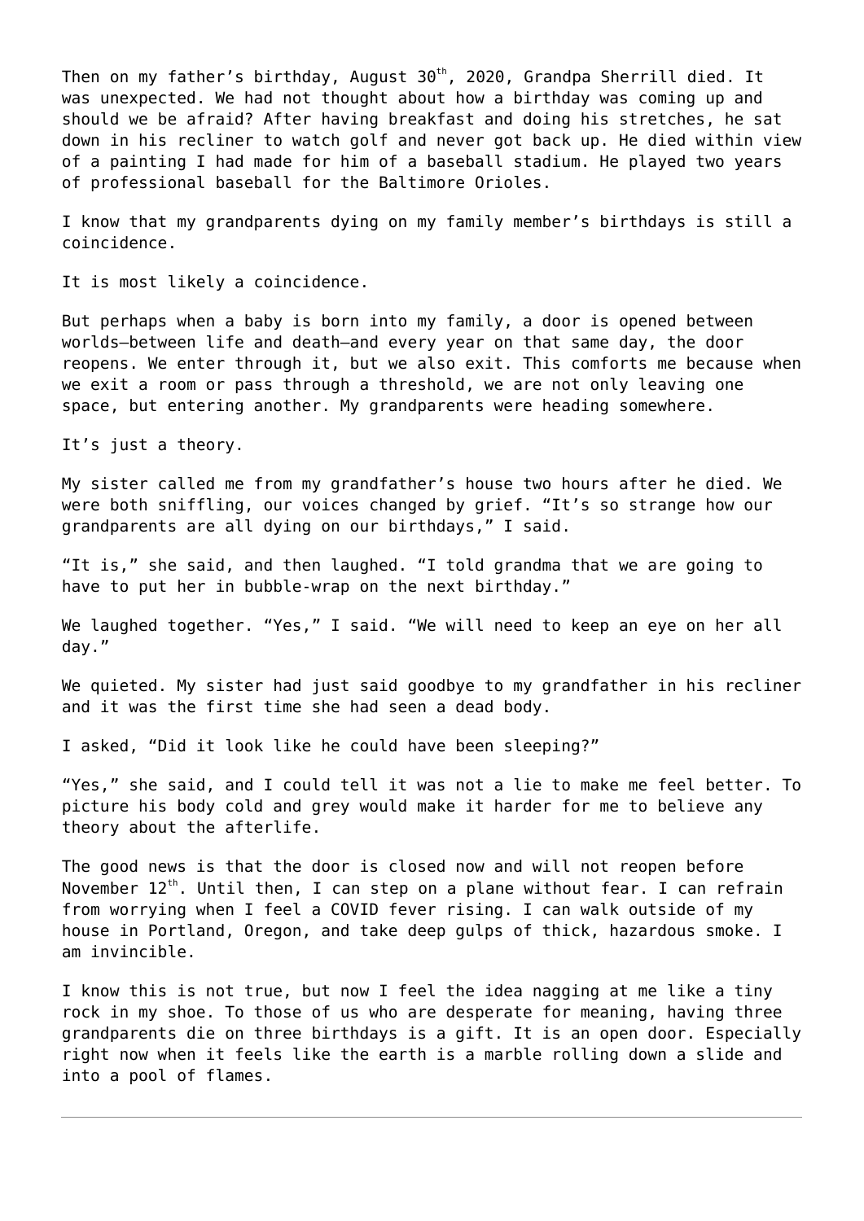Then on my father's birthday, August 30th, 2020, Grandpa Sherrill died. It was unexpected. We had not thought about how a birthday was coming up and should we be afraid? After having breakfast and doing his stretches, he sat down in his recliner to watch golf and never got back up. He died within view of a painting I had made for him of a baseball stadium. He played two years of professional baseball for the Baltimore Orioles.

I know that my grandparents dying on my family member's birthdays is still a coincidence.

It is most likely a coincidence.

But perhaps when a baby is born into my family, a door is opened between worlds—between life and death—and every year on that same day, the door reopens. We enter through it, but we also exit. This comforts me because when we exit a room or pass through a threshold, we are not only leaving one space, but entering another. My grandparents were heading somewhere.

It's just a theory.

My sister called me from my grandfather's house two hours after he died. We were both sniffling, our voices changed by grief. "It's so strange how our grandparents are all dying on our birthdays," I said.

"It is," she said, and then laughed. "I told grandma that we are going to have to put her in bubble-wrap on the next birthday."

We laughed together. "Yes," I said. "We will need to keep an eye on her all day."

We quieted. My sister had just said goodbye to my grandfather in his recliner and it was the first time she had seen a dead body.

I asked, "Did it look like he could have been sleeping?"

"Yes," she said, and I could tell it was not a lie to make me feel better. To picture his body cold and grey would make it harder for me to believe any theory about the afterlife.

The good news is that the door is closed now and will not reopen before November 12th. Until then, I can step on a plane without fear. I can refrain from worrying when I feel a COVID fever rising. I can walk outside of my house in Portland, Oregon, and take deep gulps of thick, hazardous smoke. I am invincible.

I know this is not true, but now I feel the idea nagging at me like a tiny rock in my shoe. To those of us who are desperate for meaning, having three grandparents die on three birthdays is a gift. It is an open door. Especially right now when it feels like the earth is a marble rolling down a slide and into a pool of flames.

---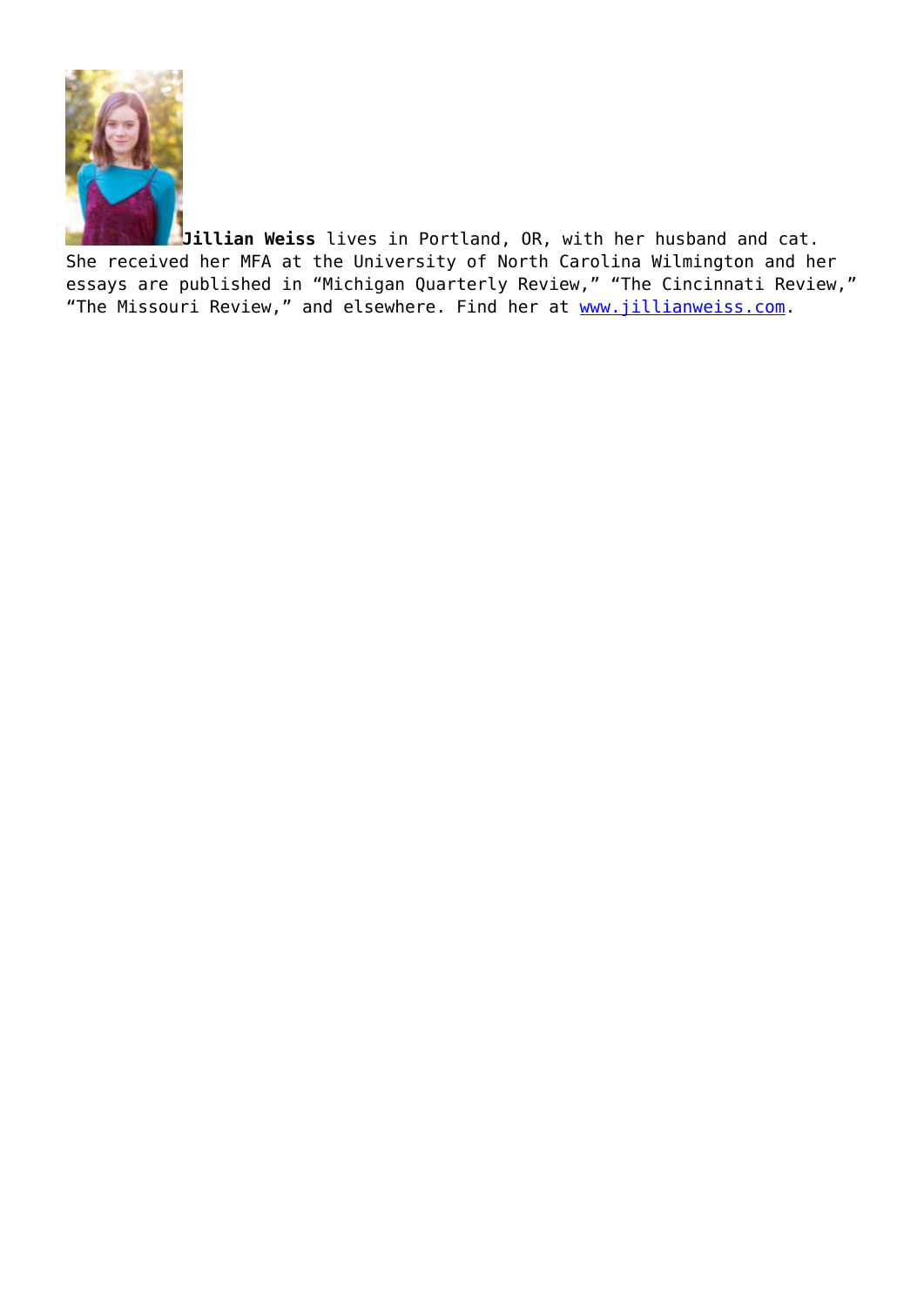**Jillian Weiss** lives in Portland, OR, with her husband and cat. She received her MFA at the University of North Carolina Wilmington and her essays are published in “Michigan Quarterly Review,” “The Cincinnati Review,” “The Missouri Review,” and elsewhere. Find her at [www.jillianweiss.com](http://www.jillianweiss.com).